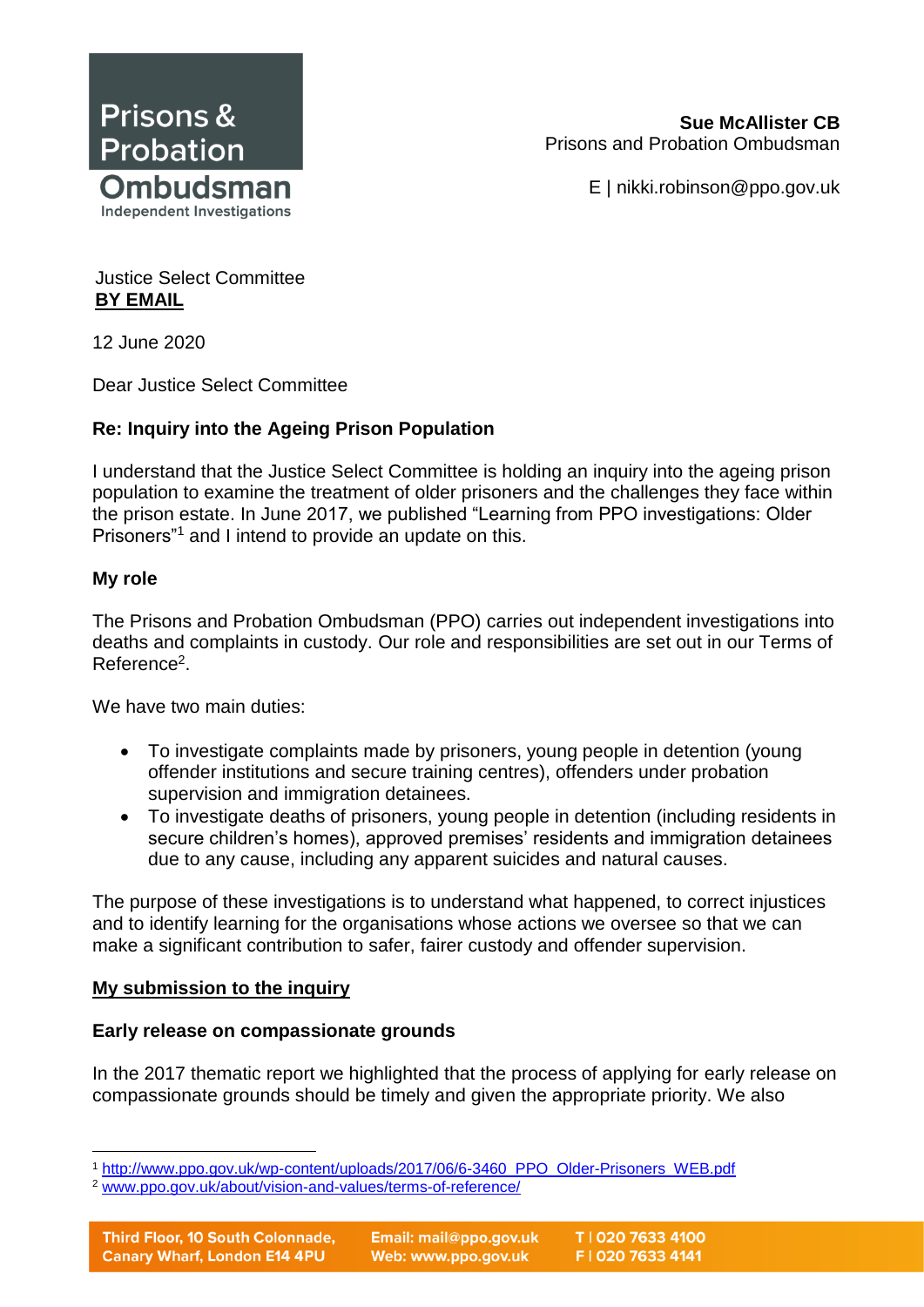Prisons & Probation Ombudsman
Independent Investigations

**Sue McAllister CB**
Prisons and Probation Ombudsman

E | nikki.robinson@ppo.gov.uk

Justice Select Committee
**BY EMAIL**

12 June 2020

Dear Justice Select Committee

**Re: Inquiry into the Ageing Prison Population**

I understand that the Justice Select Committee is holding an inquiry into the ageing prison population to examine the treatment of older prisoners and the challenges they face within the prison estate. In June 2017, we published "Learning from PPO investigations: Older Prisoners"[1] and I intend to provide an update on this.

**My role**

The Prisons and Probation Ombudsman (PPO) carries out independent investigations into deaths and complaints in custody. Our role and responsibilities are set out in our Terms of Reference[2].

We have two main duties:

- To investigate complaints made by prisoners, young people in detention (young offender institutions and secure training centres), offenders under probation supervision and immigration detainees.
- To investigate deaths of prisoners, young people in detention (including residents in secure children's homes), approved premises' residents and immigration detainees due to any cause, including any apparent suicides and natural causes.

The purpose of these investigations is to understand what happened, to correct injustices and to identify learning for the organisations whose actions we oversee so that we can make a significant contribution to safer, fairer custody and offender supervision.

**My submission to the inquiry**

**Early release on compassionate grounds**

In the 2017 thematic report we highlighted that the process of applying for early release on compassionate grounds should be timely and given the appropriate priority. We also

[1] http://www.ppo.gov.uk/wp-content/uploads/2017/06/6-3460_PPO_Older-Prisoners_WEB.pdf
[2] www.ppo.gov.uk/about/vision-and-values/terms-of-reference/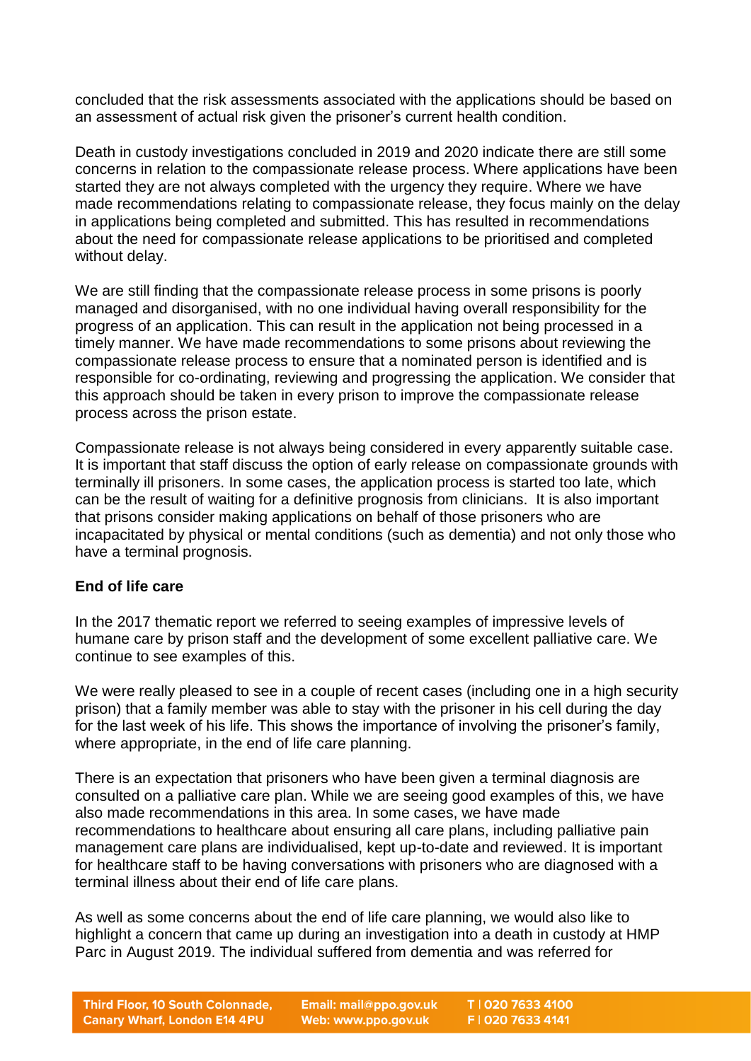concluded that the risk assessments associated with the applications should be based on an assessment of actual risk given the prisoner's current health condition.

Death in custody investigations concluded in 2019 and 2020 indicate there are still some concerns in relation to the compassionate release process. Where applications have been started they are not always completed with the urgency they require. Where we have made recommendations relating to compassionate release, they focus mainly on the delay in applications being completed and submitted. This has resulted in recommendations about the need for compassionate release applications to be prioritised and completed without delay.

We are still finding that the compassionate release process in some prisons is poorly managed and disorganised, with no one individual having overall responsibility for the progress of an application. This can result in the application not being processed in a timely manner. We have made recommendations to some prisons about reviewing the compassionate release process to ensure that a nominated person is identified and is responsible for co-ordinating, reviewing and progressing the application. We consider that this approach should be taken in every prison to improve the compassionate release process across the prison estate.

Compassionate release is not always being considered in every apparently suitable case. It is important that staff discuss the option of early release on compassionate grounds with terminally ill prisoners. In some cases, the application process is started too late, which can be the result of waiting for a definitive prognosis from clinicians. It is also important that prisons consider making applications on behalf of those prisoners who are incapacitated by physical or mental conditions (such as dementia) and not only those who have a terminal prognosis.

**End of life care**

In the 2017 thematic report we referred to seeing examples of impressive levels of humane care by prison staff and the development of some excellent palliative care. We continue to see examples of this.

We were really pleased to see in a couple of recent cases (including one in a high security prison) that a family member was able to stay with the prisoner in his cell during the day for the last week of his life. This shows the importance of involving the prisoner's family, where appropriate, in the end of life care planning.

There is an expectation that prisoners who have been given a terminal diagnosis are consulted on a palliative care plan. While we are seeing good examples of this, we have also made recommendations in this area. In some cases, we have made recommendations to healthcare about ensuring all care plans, including palliative pain management care plans are individualised, kept up-to-date and reviewed. It is important for healthcare staff to be having conversations with prisoners who are diagnosed with a terminal illness about their end of life care plans.

As well as some concerns about the end of life care planning, we would also like to highlight a concern that came up during an investigation into a death in custody at HMP Parc in August 2019. The individual suffered from dementia and was referred for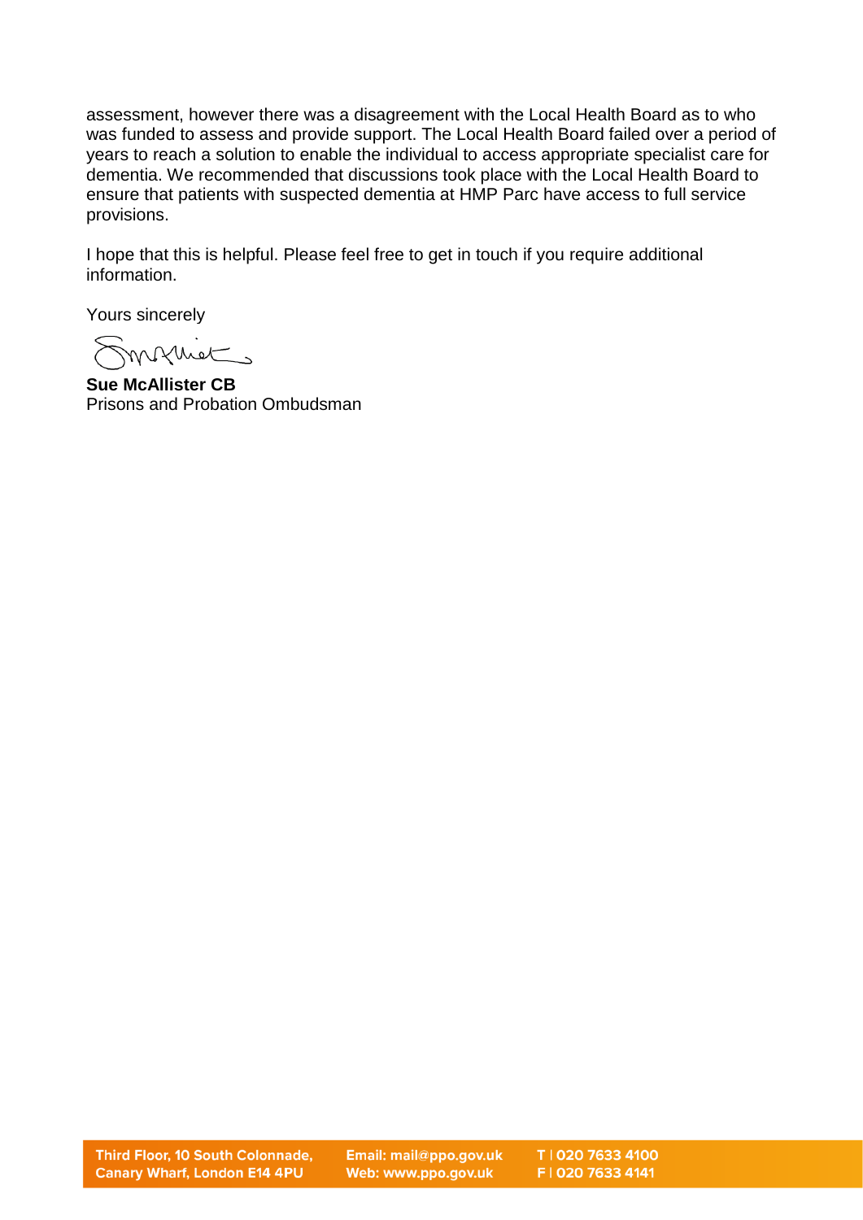assessment, however there was a disagreement with the Local Health Board as to who was funded to assess and provide support. The Local Health Board failed over a period of years to reach a solution to enable the individual to access appropriate specialist care for dementia. We recommended that discussions took place with the Local Health Board to ensure that patients with suspected dementia at HMP Parc have access to full service provisions.

I hope that this is helpful. Please feel free to get in touch if you require additional information.

Yours sincerely

**Sue McAllister CB**
Prisons and Probation Ombudsman

Third Floor, 10 South Colonnade, Canary Wharf, London E14 4PU
Email: mail@ppo.gov.uk
Web: www.ppo.gov.uk
T | 020 7633 4100
F | 020 7633 4141